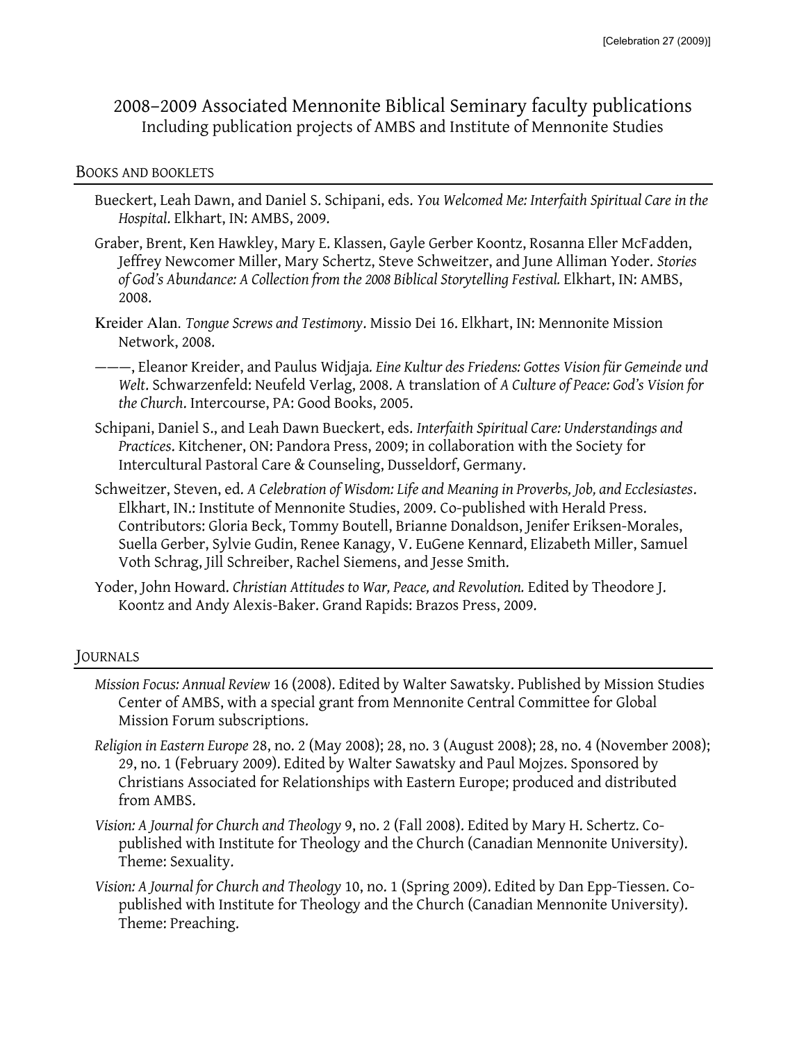# 2008–2009 Associated Mennonite Biblical Seminary faculty publications

Including publication projects of AMBS and Institute of Mennonite Studies

## Books and booklets

Bueckert, Leah Dawn, and Daniel S. Schipani, eds. *You Welcomed Me: Interfaith Spiritual Care in the Hospital*. Elkhart, IN: AMBS, 2009.

Graber, Brent, Ken Hawkley, Mary E. Klassen, Gayle Gerber Koontz, Rosanna Eller McFadden, Jeffrey Newcomer Miller, Mary Schertz, Steve Schweitzer, and June Alliman Yoder. *Stories of God's Abundance: A Collection from the 2008 Biblical Storytelling Festival.* Elkhart, IN: AMBS, 2008.

Kreider Alan. *Tongue Screws and Testimony*. Missio Dei 16. Elkhart, IN: Mennonite Mission Network, 2008.

———, Eleanor Kreider, and Paulus Widjaja. *Eine Kultur des Friedens: Gottes Vision für Gemeinde und Welt*. Schwarzenfeld: Neufeld Verlag, 2008. A translation of *A Culture of Peace: God's Vision for the Church*. Intercourse, PA: Good Books, 2005.

Schipani, Daniel S., and Leah Dawn Bueckert, eds. *Interfaith Spiritual Care: Understandings and Practices*. Kitchener, ON: Pandora Press, 2009; in collaboration with the Society for Intercultural Pastoral Care & Counseling, Dusseldorf, Germany.

Schweitzer, Steven, ed. *A Celebration of Wisdom: Life and Meaning in Proverbs, Job, and Ecclesiastes*. Elkhart, IN.: Institute of Mennonite Studies, 2009. Co-published with Herald Press. Contributors: Gloria Beck, Tommy Boutell, Brianne Donaldson, Jenifer Eriksen-Morales, Suella Gerber, Sylvie Gudin, Renee Kanagy, V. EuGene Kennard, Elizabeth Miller, Samuel Voth Schrag, Jill Schreiber, Rachel Siemens, and Jesse Smith.

Yoder, John Howard. *Christian Attitudes to War, Peace, and Revolution.* Edited by Theodore J. Koontz and Andy Alexis-Baker. Grand Rapids: Brazos Press, 2009.

## Journals

*Mission Focus: Annual Review* 16 (2008). Edited by Walter Sawatsky. Published by Mission Studies Center of AMBS, with a special grant from Mennonite Central Committee for Global Mission Forum subscriptions.

*Religion in Eastern Europe* 28, no. 2 (May 2008); 28, no. 3 (August 2008); 28, no. 4 (November 2008); 29, no. 1 (February 2009). Edited by Walter Sawatsky and Paul Mojzes. Sponsored by Christians Associated for Relationships with Eastern Europe; produced and distributed from AMBS.

*Vision: A Journal for Church and Theology* 9, no. 2 (Fall 2008). Edited by Mary H. Schertz. Co-published with Institute for Theology and the Church (Canadian Mennonite University). Theme: Sexuality.

*Vision: A Journal for Church and Theology* 10, no. 1 (Spring 2009). Edited by Dan Epp-Tiessen. Co-published with Institute for Theology and the Church (Canadian Mennonite University). Theme: Preaching.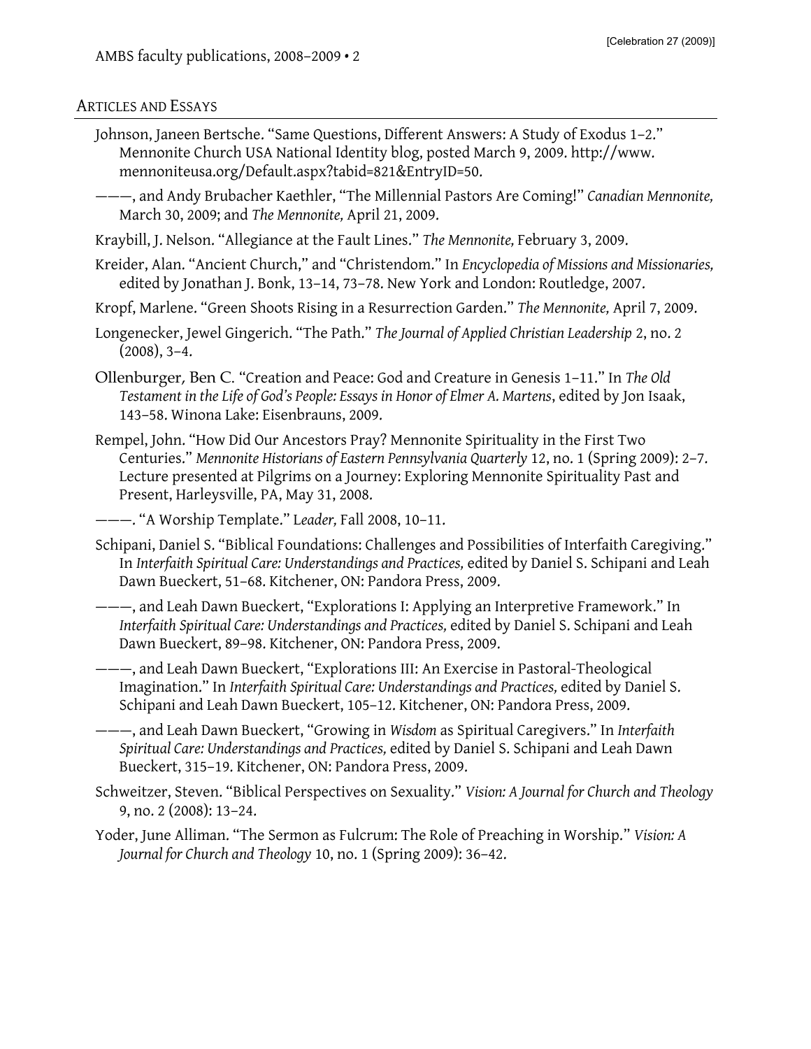## Articles and Essays

Johnson, Janeen Bertsche. “Same Questions, Different Answers: A Study of Exodus 1–2.” Mennonite Church USA National Identity blog, posted March 9, 2009. http://www.mennoniteusa.org/Default.aspx?tabid=821&EntryID=50.

———, and Andy Brubacher Kaethler, “The Millennial Pastors Are Coming!” *Canadian Mennonite,* March 30, 2009; and *The Mennonite,* April 21, 2009.

Kraybill, J. Nelson. “Allegiance at the Fault Lines.” *The Mennonite,* February 3, 2009.

Kreider, Alan. “Ancient Church,” and “Christendom.” In *Encyclopedia of Missions and Missionaries,* edited by Jonathan J. Bonk, 13–14, 73–78. New York and London: Routledge, 2007.

Kropf, Marlene. “Green Shoots Rising in a Resurrection Garden.” *The Mennonite,* April 7, 2009.

Longenecker, Jewel Gingerich. “The Path.” *The Journal of Applied Christian Leadership* 2, no. 2 (2008), 3–4.

Ollenburger, Ben C. “Creation and Peace: God and Creature in Genesis 1–11.” In *The Old Testament in the Life of God’s People: Essays in Honor of Elmer A. Martens*, edited by Jon Isaak, 143–58. Winona Lake: Eisenbrauns, 2009.

Rempel, John. “How Did Our Ancestors Pray? Mennonite Spirituality in the First Two Centuries.” *Mennonite Historians of Eastern Pennsylvania Quarterly* 12, no. 1 (Spring 2009): 2–7. Lecture presented at Pilgrims on a Journey: Exploring Mennonite Spirituality Past and Present, Harleysville, PA, May 31, 2008.

———. “A Worship Template.” *Leader,* Fall 2008, 10–11.

Schipani, Daniel S. “Biblical Foundations: Challenges and Possibilities of Interfaith Caregiving.” In *Interfaith Spiritual Care: Understandings and Practices,* edited by Daniel S. Schipani and Leah Dawn Bueckert, 51–68. Kitchener, ON: Pandora Press, 2009.

———, and Leah Dawn Bueckert, “Explorations I: Applying an Interpretive Framework.” In *Interfaith Spiritual Care: Understandings and Practices,* edited by Daniel S. Schipani and Leah Dawn Bueckert, 89–98. Kitchener, ON: Pandora Press, 2009.

———, and Leah Dawn Bueckert, “Explorations III: An Exercise in Pastoral-Theological Imagination.” In *Interfaith Spiritual Care: Understandings and Practices,* edited by Daniel S. Schipani and Leah Dawn Bueckert, 105–12. Kitchener, ON: Pandora Press, 2009.

———, and Leah Dawn Bueckert, “Growing in *Wisdom* as Spiritual Caregivers.” In *Interfaith Spiritual Care: Understandings and Practices,* edited by Daniel S. Schipani and Leah Dawn Bueckert, 315–19. Kitchener, ON: Pandora Press, 2009.

Schweitzer, Steven. “Biblical Perspectives on Sexuality.” *Vision: A Journal for Church and Theology* 9, no. 2 (2008): 13–24.

Yoder, June Alliman. “The Sermon as Fulcrum: The Role of Preaching in Worship.” *Vision: A Journal for Church and Theology* 10, no. 1 (Spring 2009): 36–42.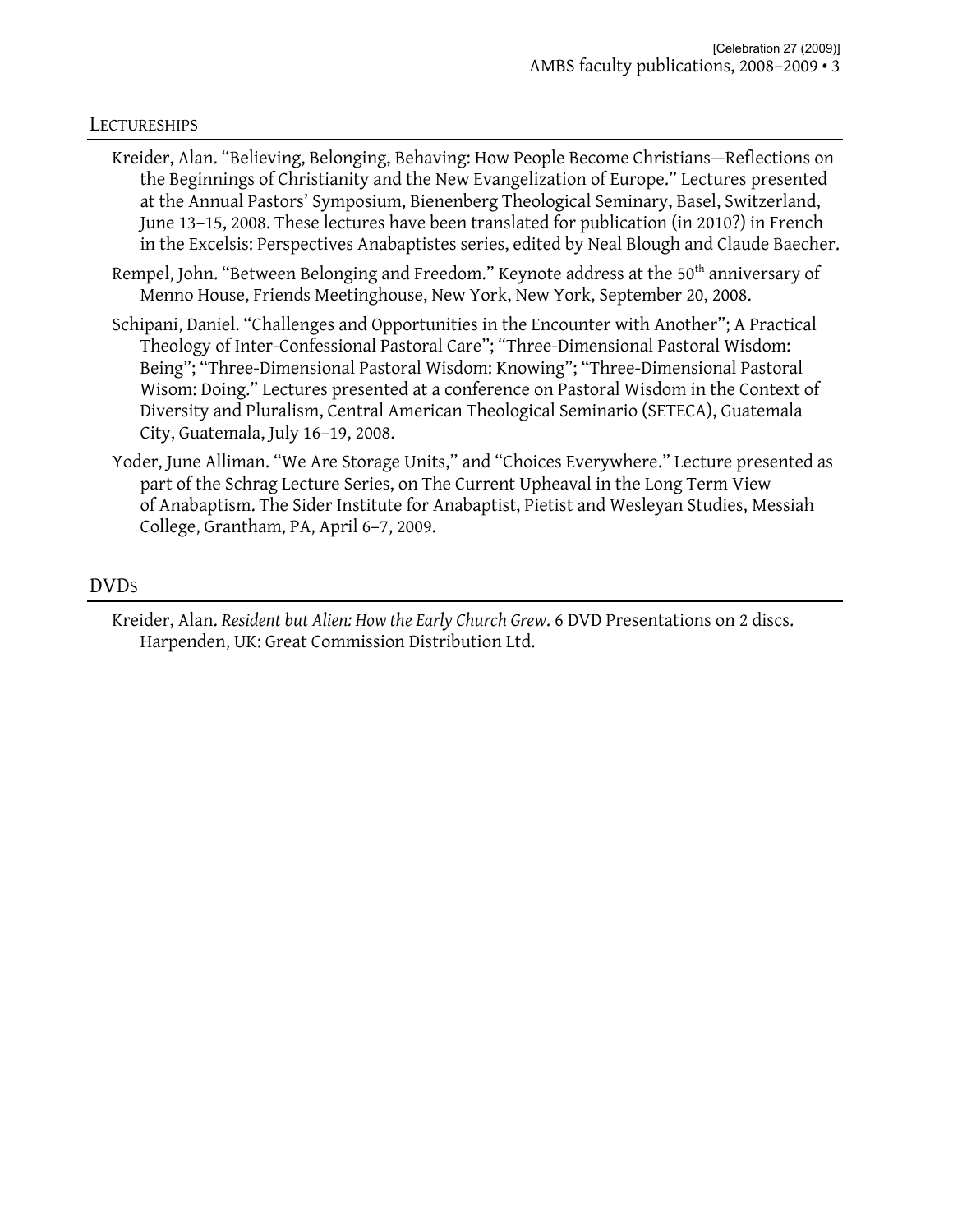## Lectureships

Kreider, Alan. "Believing, Belonging, Behaving: How People Become Christians—Reflections on the Beginnings of Christianity and the New Evangelization of Europe." Lectures presented at the Annual Pastors' Symposium, Bienenberg Theological Seminary, Basel, Switzerland, June 13–15, 2008. These lectures have been translated for publication (in 2010?) in French in the Excelsis: Perspectives Anabaptistes series, edited by Neal Blough and Claude Baecher.

Rempel, John. "Between Belonging and Freedom." Keynote address at the 50th anniversary of Menno House, Friends Meetinghouse, New York, New York, September 20, 2008.

Schipani, Daniel. "Challenges and Opportunities in the Encounter with Another"; A Practical Theology of Inter-Confessional Pastoral Care"; "Three-Dimensional Pastoral Wisdom: Being"; "Three-Dimensional Pastoral Wisdom: Knowing"; "Three-Dimensional Pastoral Wisom: Doing." Lectures presented at a conference on Pastoral Wisdom in the Context of Diversity and Pluralism, Central American Theological Seminario (SETECA), Guatemala City, Guatemala, July 16–19, 2008.

Yoder, June Alliman. "We Are Storage Units," and "Choices Everywhere." Lecture presented as part of the Schrag Lecture Series, on The Current Upheaval in the Long Term View of Anabaptism. The Sider Institute for Anabaptist, Pietist and Wesleyan Studies, Messiah College, Grantham, PA, April 6–7, 2009.

## DVDs

Kreider, Alan. *Resident but Alien: How the Early Church Grew*. 6 DVD Presentations on 2 discs. Harpenden, UK: Great Commission Distribution Ltd.